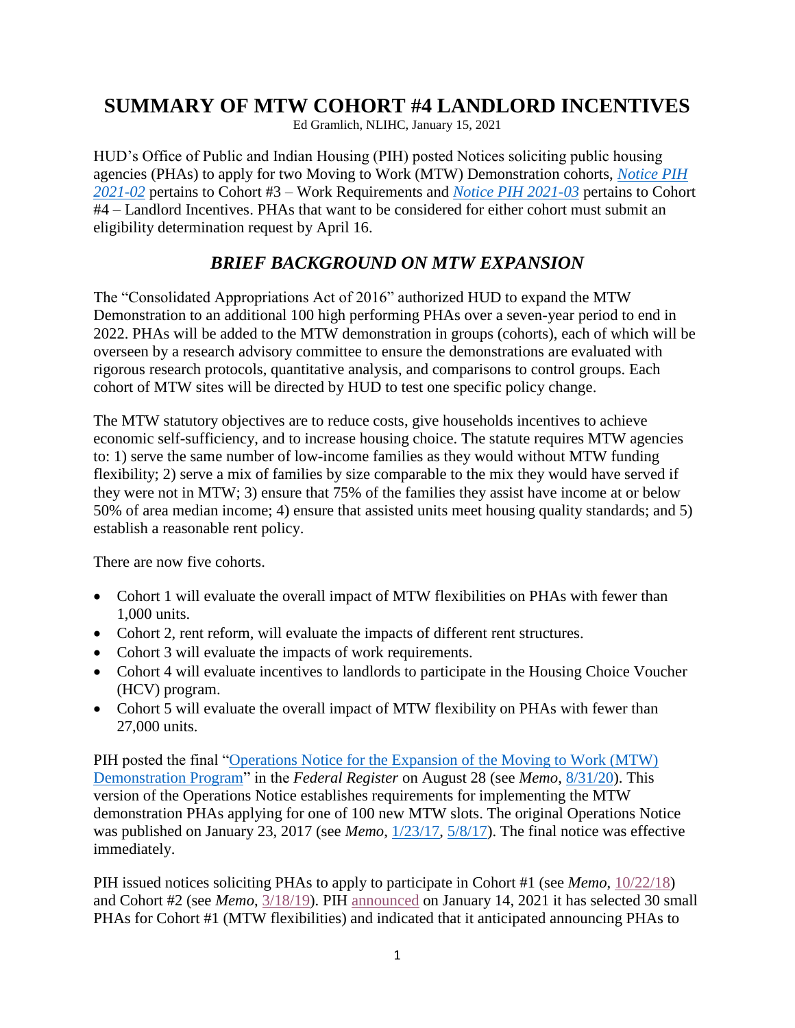# SUMMARY OF MTW COHORT #4 LANDLORD INCENTIVES

Ed Gramlich, NLIHC, January 15, 2021

HUD's Office of Public and Indian Housing (PIH) posted Notices soliciting public housing agencies (PHAs) to apply for two Moving to Work (MTW) Demonstration cohorts, *Notice PIH 2021-02* pertains to Cohort #3 – Work Requirements and *Notice PIH 2021-03* pertains to Cohort #4 – Landlord Incentives. PHAs that want to be considered for either cohort must submit an eligibility determination request by April 16.

## *BRIEF BACKGROUND ON MTW EXPANSION*

The "Consolidated Appropriations Act of 2016" authorized HUD to expand the MTW Demonstration to an additional 100 high performing PHAs over a seven-year period to end in 2022. PHAs will be added to the MTW demonstration in groups (cohorts), each of which will be overseen by a research advisory committee to ensure the demonstrations are evaluated with rigorous research protocols, quantitative analysis, and comparisons to control groups. Each cohort of MTW sites will be directed by HUD to test one specific policy change.

The MTW statutory objectives are to reduce costs, give households incentives to achieve economic self-sufficiency, and to increase housing choice. The statute requires MTW agencies to: 1) serve the same number of low-income families as they would without MTW funding flexibility; 2) serve a mix of families by size comparable to the mix they would have served if they were not in MTW; 3) ensure that 75% of the families they assist have income at or below 50% of area median income; 4) ensure that assisted units meet housing quality standards; and 5) establish a reasonable rent policy.

There are now five cohorts.

- Cohort 1 will evaluate the overall impact of MTW flexibilities on PHAs with fewer than 1,000 units.
- Cohort 2, rent reform, will evaluate the impacts of different rent structures.
- Cohort 3 will evaluate the impacts of work requirements.
- Cohort 4 will evaluate incentives to landlords to participate in the Housing Choice Voucher (HCV) program.
- Cohort 5 will evaluate the overall impact of MTW flexibility on PHAs with fewer than 27,000 units.

PIH posted the final "Operations Notice for the Expansion of the Moving to Work (MTW) Demonstration Program" in the *Federal Register* on August 28 (see *Memo*, 8/31/20). This version of the Operations Notice establishes requirements for implementing the MTW demonstration PHAs applying for one of 100 new MTW slots. The original Operations Notice was published on January 23, 2017 (see *Memo*, 1/23/17, 5/8/17). The final notice was effective immediately.

PIH issued notices soliciting PHAs to apply to participate in Cohort #1 (see *Memo*, 10/22/18) and Cohort #2 (see *Memo*, 3/18/19). PIH announced on January 14, 2021 it has selected 30 small PHAs for Cohort #1 (MTW flexibilities) and indicated that it anticipated announcing PHAs to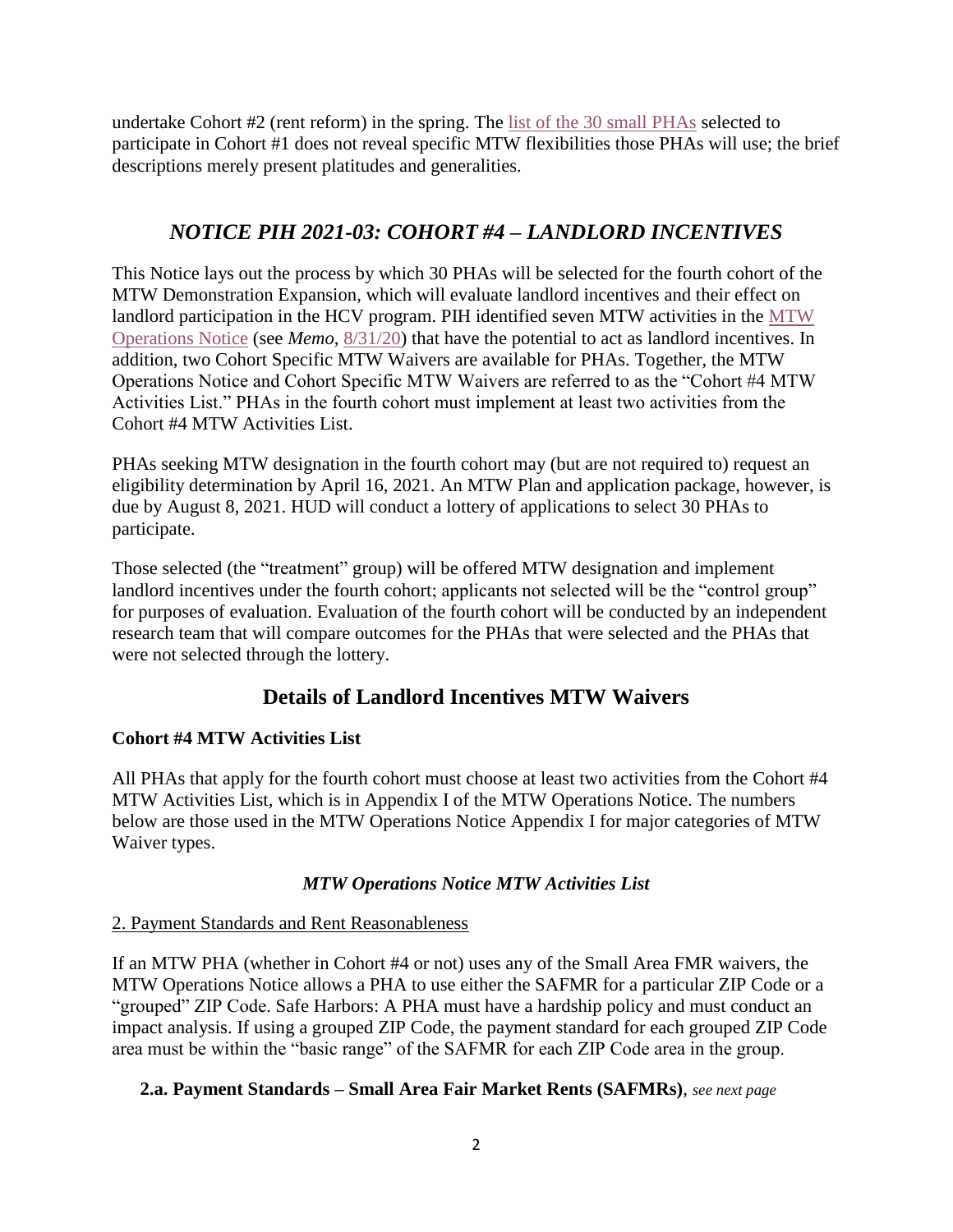undertake Cohort #2 (rent reform) in the spring. The list of the 30 small PHAs selected to participate in Cohort #1 does not reveal specific MTW flexibilities those PHAs will use; the brief descriptions merely present platitudes and generalities.

## *NOTICE PIH 2021-03: COHORT #4 – LANDLORD INCENTIVES*

This Notice lays out the process by which 30 PHAs will be selected for the fourth cohort of the MTW Demonstration Expansion, which will evaluate landlord incentives and their effect on landlord participation in the HCV program. PIH identified seven MTW activities in the MTW Operations Notice (see *Memo*, 8/31/20) that have the potential to act as landlord incentives. In addition, two Cohort Specific MTW Waivers are available for PHAs. Together, the MTW Operations Notice and Cohort Specific MTW Waivers are referred to as the "Cohort #4 MTW Activities List." PHAs in the fourth cohort must implement at least two activities from the Cohort #4 MTW Activities List.

PHAs seeking MTW designation in the fourth cohort may (but are not required to) request an eligibility determination by April 16, 2021. An MTW Plan and application package, however, is due by August 8, 2021. HUD will conduct a lottery of applications to select 30 PHAs to participate.

Those selected (the "treatment" group) will be offered MTW designation and implement landlord incentives under the fourth cohort; applicants not selected will be the "control group" for purposes of evaluation. Evaluation of the fourth cohort will be conducted by an independent research team that will compare outcomes for the PHAs that were selected and the PHAs that were not selected through the lottery.

## Details of Landlord Incentives MTW Waivers

### Cohort #4 MTW Activities List

All PHAs that apply for the fourth cohort must choose at least two activities from the Cohort #4 MTW Activities List, which is in Appendix I of the MTW Operations Notice. The numbers below are those used in the MTW Operations Notice Appendix I for major categories of MTW Waiver types.

#### *MTW Operations Notice MTW Activities List*

2. Payment Standards and Rent Reasonableness

If an MTW PHA (whether in Cohort #4 or not) uses any of the Small Area FMR waivers, the MTW Operations Notice allows a PHA to use either the SAFMR for a particular ZIP Code or a "grouped" ZIP Code. Safe Harbors: A PHA must have a hardship policy and must conduct an impact analysis. If using a grouped ZIP Code, the payment standard for each grouped ZIP Code area must be within the "basic range" of the SAFMR for each ZIP Code area in the group.

**2.a. Payment Standards – Small Area Fair Market Rents (SAFMRs)**, *see next page*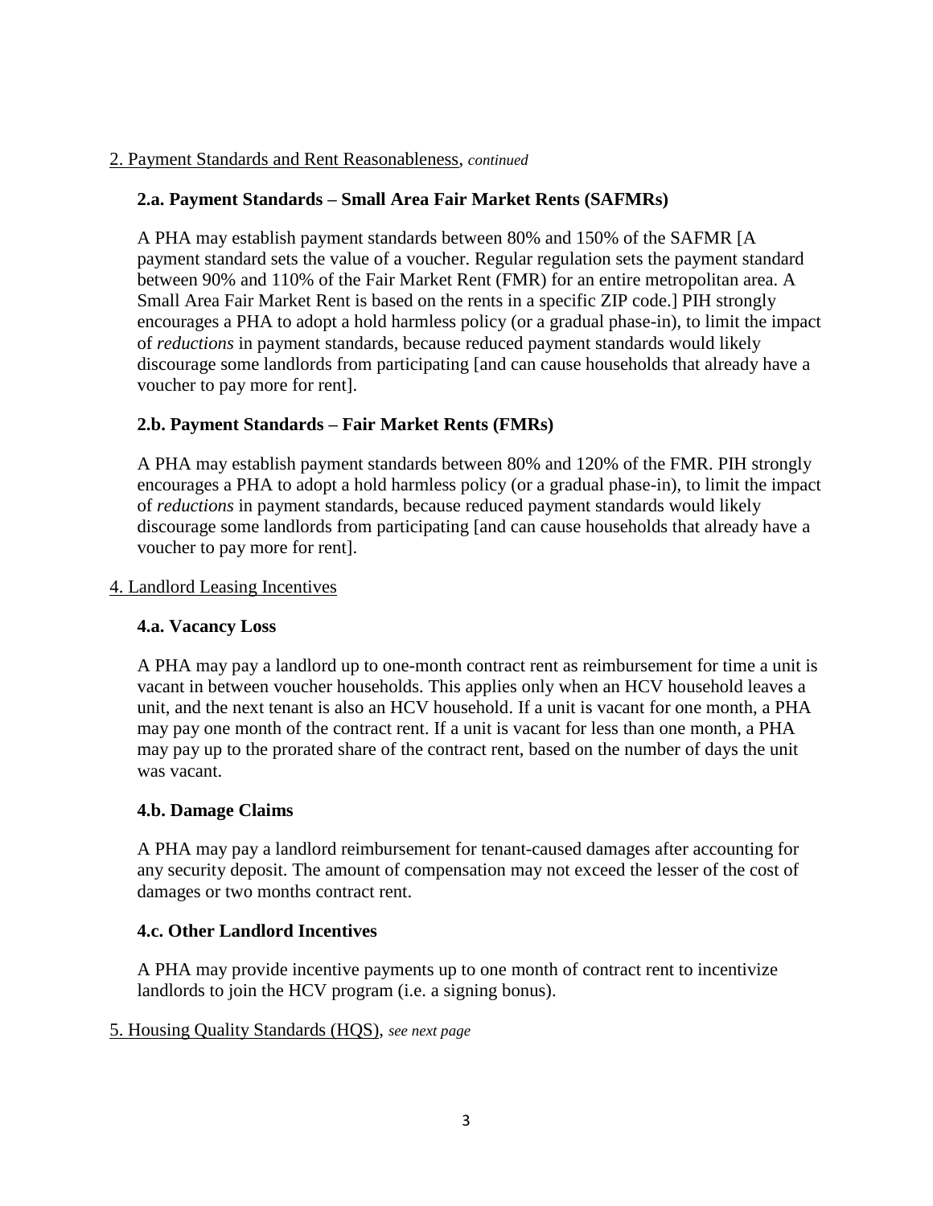2. Payment Standards and Rent Reasonableness, *continued*

### 2.a. Payment Standards – Small Area Fair Market Rents (SAFMRs)

A PHA may establish payment standards between 80% and 150% of the SAFMR [A payment standard sets the value of a voucher. Regular regulation sets the payment standard between 90% and 110% of the Fair Market Rent (FMR) for an entire metropolitan area. A Small Area Fair Market Rent is based on the rents in a specific ZIP code.] PIH strongly encourages a PHA to adopt a hold harmless policy (or a gradual phase-in), to limit the impact of *reductions* in payment standards, because reduced payment standards would likely discourage some landlords from participating [and can cause households that already have a voucher to pay more for rent].

### 2.b. Payment Standards – Fair Market Rents (FMRs)

A PHA may establish payment standards between 80% and 120% of the FMR. PIH strongly encourages a PHA to adopt a hold harmless policy (or a gradual phase-in), to limit the impact of *reductions* in payment standards, because reduced payment standards would likely discourage some landlords from participating [and can cause households that already have a voucher to pay more for rent].

4. Landlord Leasing Incentives

### 4.a. Vacancy Loss

A PHA may pay a landlord up to one-month contract rent as reimbursement for time a unit is vacant in between voucher households. This applies only when an HCV household leaves a unit, and the next tenant is also an HCV household. If a unit is vacant for one month, a PHA may pay one month of the contract rent. If a unit is vacant for less than one month, a PHA may pay up to the prorated share of the contract rent, based on the number of days the unit was vacant.

### 4.b. Damage Claims

A PHA may pay a landlord reimbursement for tenant-caused damages after accounting for any security deposit. The amount of compensation may not exceed the lesser of the cost of damages or two months contract rent.

### 4.c. Other Landlord Incentives

A PHA may provide incentive payments up to one month of contract rent to incentivize landlords to join the HCV program (i.e. a signing bonus).

5. Housing Quality Standards (HQS), *see next page*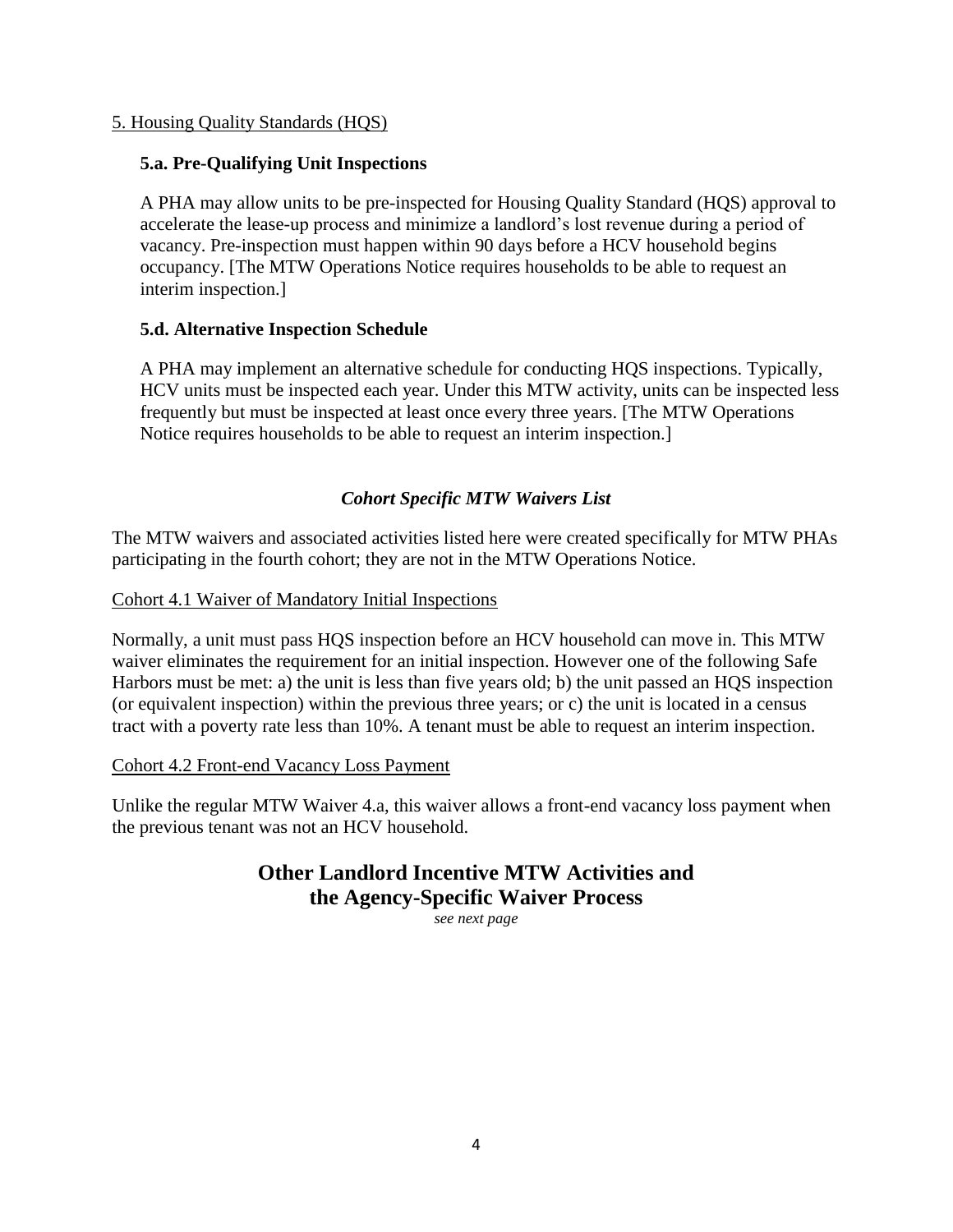5. Housing Quality Standards (HQS)

### 5.a. Pre-Qualifying Unit Inspections

A PHA may allow units to be pre-inspected for Housing Quality Standard (HQS) approval to accelerate the lease-up process and minimize a landlord's lost revenue during a period of vacancy. Pre-inspection must happen within 90 days before a HCV household begins occupancy. [The MTW Operations Notice requires households to be able to request an interim inspection.]

### 5.d. Alternative Inspection Schedule

A PHA may implement an alternative schedule for conducting HQS inspections. Typically, HCV units must be inspected each year. Under this MTW activity, units can be inspected less frequently but must be inspected at least once every three years. [The MTW Operations Notice requires households to be able to request an interim inspection.]

### *Cohort Specific MTW Waivers List*

The MTW waivers and associated activities listed here were created specifically for MTW PHAs participating in the fourth cohort; they are not in the MTW Operations Notice.

Cohort 4.1 Waiver of Mandatory Initial Inspections

Normally, a unit must pass HQS inspection before an HCV household can move in. This MTW waiver eliminates the requirement for an initial inspection. However one of the following Safe Harbors must be met: a) the unit is less than five years old; b) the unit passed an HQS inspection (or equivalent inspection) within the previous three years; or c) the unit is located in a census tract with a poverty rate less than 10%. A tenant must be able to request an interim inspection.

Cohort 4.2 Front-end Vacancy Loss Payment

Unlike the regular MTW Waiver 4.a, this waiver allows a front-end vacancy loss payment when the previous tenant was not an HCV household.

## Other Landlord Incentive MTW Activities and the Agency-Specific Waiver Process

*see next page*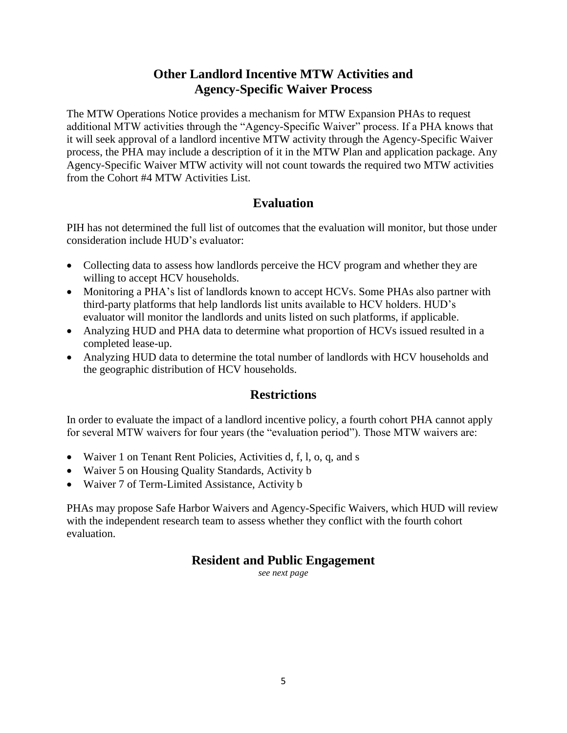## Other Landlord Incentive MTW Activities and Agency-Specific Waiver Process

The MTW Operations Notice provides a mechanism for MTW Expansion PHAs to request additional MTW activities through the "Agency-Specific Waiver" process. If a PHA knows that it will seek approval of a landlord incentive MTW activity through the Agency-Specific Waiver process, the PHA may include a description of it in the MTW Plan and application package. Any Agency-Specific Waiver MTW activity will not count towards the required two MTW activities from the Cohort #4 MTW Activities List.

## Evaluation

PIH has not determined the full list of outcomes that the evaluation will monitor, but those under consideration include HUD's evaluator:

- Collecting data to assess how landlords perceive the HCV program and whether they are willing to accept HCV households.
- Monitoring a PHA's list of landlords known to accept HCVs. Some PHAs also partner with third-party platforms that help landlords list units available to HCV holders. HUD's evaluator will monitor the landlords and units listed on such platforms, if applicable.
- Analyzing HUD and PHA data to determine what proportion of HCVs issued resulted in a completed lease-up.
- Analyzing HUD data to determine the total number of landlords with HCV households and the geographic distribution of HCV households.

## Restrictions

In order to evaluate the impact of a landlord incentive policy, a fourth cohort PHA cannot apply for several MTW waivers for four years (the "evaluation period"). Those MTW waivers are:

- Waiver 1 on Tenant Rent Policies, Activities d, f, l, o, q, and s
- Waiver 5 on Housing Quality Standards, Activity b
- Waiver 7 of Term-Limited Assistance, Activity b

PHAs may propose Safe Harbor Waivers and Agency-Specific Waivers, which HUD will review with the independent research team to assess whether they conflict with the fourth cohort evaluation.

## Resident and Public Engagement

*see next page*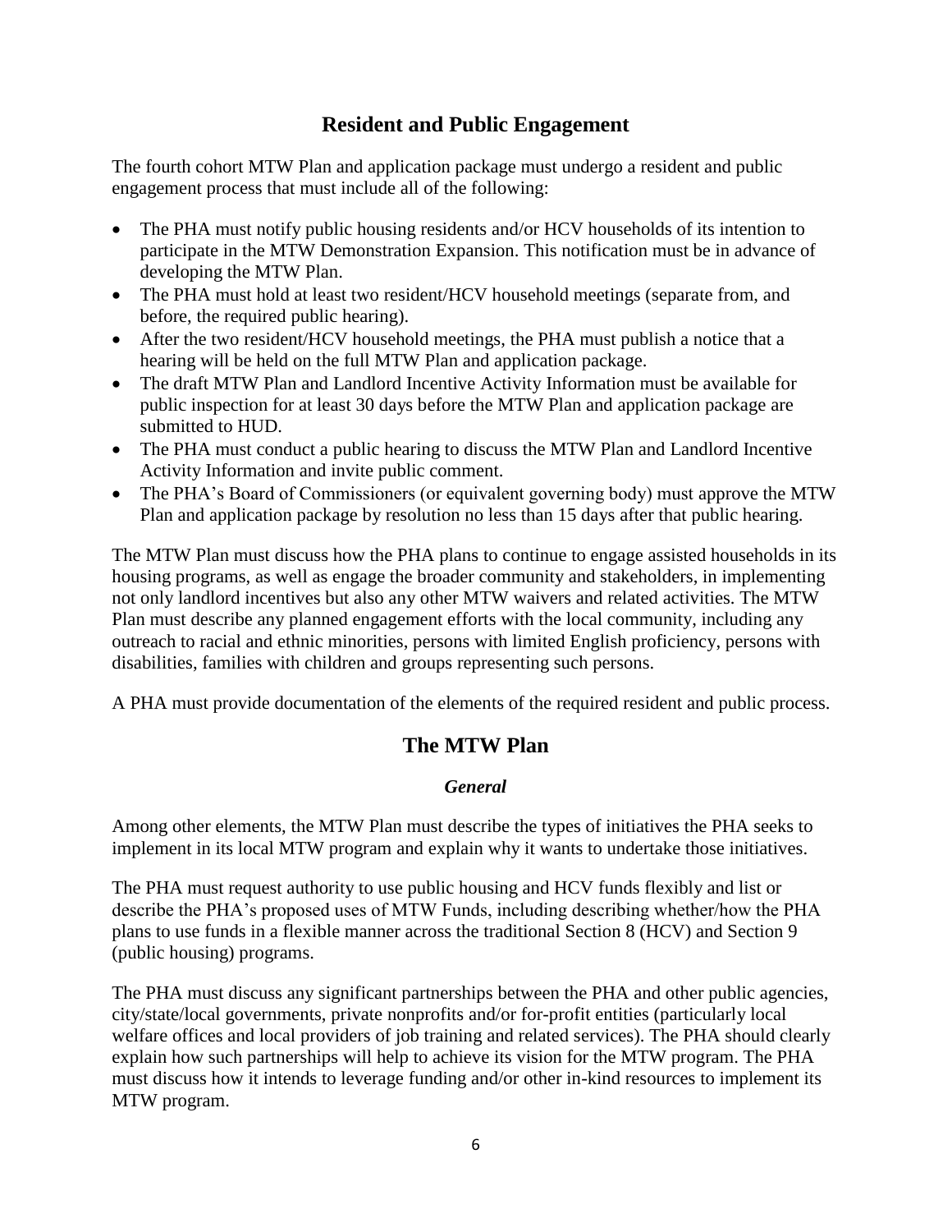## Resident and Public Engagement

The fourth cohort MTW Plan and application package must undergo a resident and public engagement process that must include all of the following:

- The PHA must notify public housing residents and/or HCV households of its intention to participate in the MTW Demonstration Expansion. This notification must be in advance of developing the MTW Plan.
- The PHA must hold at least two resident/HCV household meetings (separate from, and before, the required public hearing).
- After the two resident/HCV household meetings, the PHA must publish a notice that a hearing will be held on the full MTW Plan and application package.
- The draft MTW Plan and Landlord Incentive Activity Information must be available for public inspection for at least 30 days before the MTW Plan and application package are submitted to HUD.
- The PHA must conduct a public hearing to discuss the MTW Plan and Landlord Incentive Activity Information and invite public comment.
- The PHA's Board of Commissioners (or equivalent governing body) must approve the MTW Plan and application package by resolution no less than 15 days after that public hearing.

The MTW Plan must discuss how the PHA plans to continue to engage assisted households in its housing programs, as well as engage the broader community and stakeholders, in implementing not only landlord incentives but also any other MTW waivers and related activities. The MTW Plan must describe any planned engagement efforts with the local community, including any outreach to racial and ethnic minorities, persons with limited English proficiency, persons with disabilities, families with children and groups representing such persons.

A PHA must provide documentation of the elements of the required resident and public process.

## The MTW Plan

### *General*

Among other elements, the MTW Plan must describe the types of initiatives the PHA seeks to implement in its local MTW program and explain why it wants to undertake those initiatives.

The PHA must request authority to use public housing and HCV funds flexibly and list or describe the PHA's proposed uses of MTW Funds, including describing whether/how the PHA plans to use funds in a flexible manner across the traditional Section 8 (HCV) and Section 9 (public housing) programs.

The PHA must discuss any significant partnerships between the PHA and other public agencies, city/state/local governments, private nonprofits and/or for-profit entities (particularly local welfare offices and local providers of job training and related services). The PHA should clearly explain how such partnerships will help to achieve its vision for the MTW program. The PHA must discuss how it intends to leverage funding and/or other in-kind resources to implement its MTW program.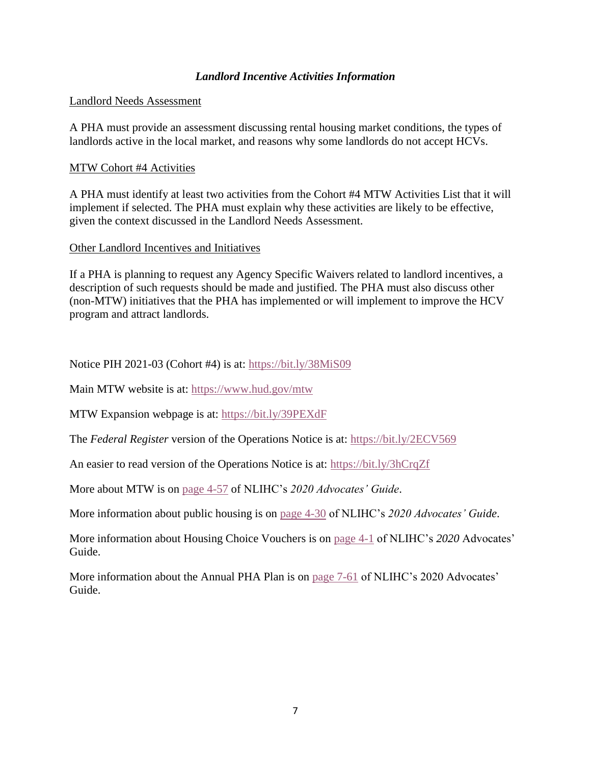### *Landlord Incentive Activities Information*

Landlord Needs Assessment

A PHA must provide an assessment discussing rental housing market conditions, the types of landlords active in the local market, and reasons why some landlords do not accept HCVs.

MTW Cohort #4 Activities

A PHA must identify at least two activities from the Cohort #4 MTW Activities List that it will implement if selected. The PHA must explain why these activities are likely to be effective, given the context discussed in the Landlord Needs Assessment.

Other Landlord Incentives and Initiatives

If a PHA is planning to request any Agency Specific Waivers related to landlord incentives, a description of such requests should be made and justified. The PHA must also discuss other (non-MTW) initiatives that the PHA has implemented or will implement to improve the HCV program and attract landlords.

Notice PIH 2021-03 (Cohort #4) is at: https://bit.ly/38MiS09

Main MTW website is at: https://www.hud.gov/mtw

MTW Expansion webpage is at: https://bit.ly/39PEXdF

The *Federal Register* version of the Operations Notice is at: https://bit.ly/2ECV569

An easier to read version of the Operations Notice is at: https://bit.ly/3hCrqZf

More about MTW is on page 4-57 of NLIHC's *2020 Advocates' Guide*.

More information about public housing is on page 4-30 of NLIHC's *2020 Advocates' Guide*.

More information about Housing Choice Vouchers is on page 4-1 of NLIHC's *2020* Advocates' Guide.

More information about the Annual PHA Plan is on page 7-61 of NLIHC's 2020 Advocates' Guide.